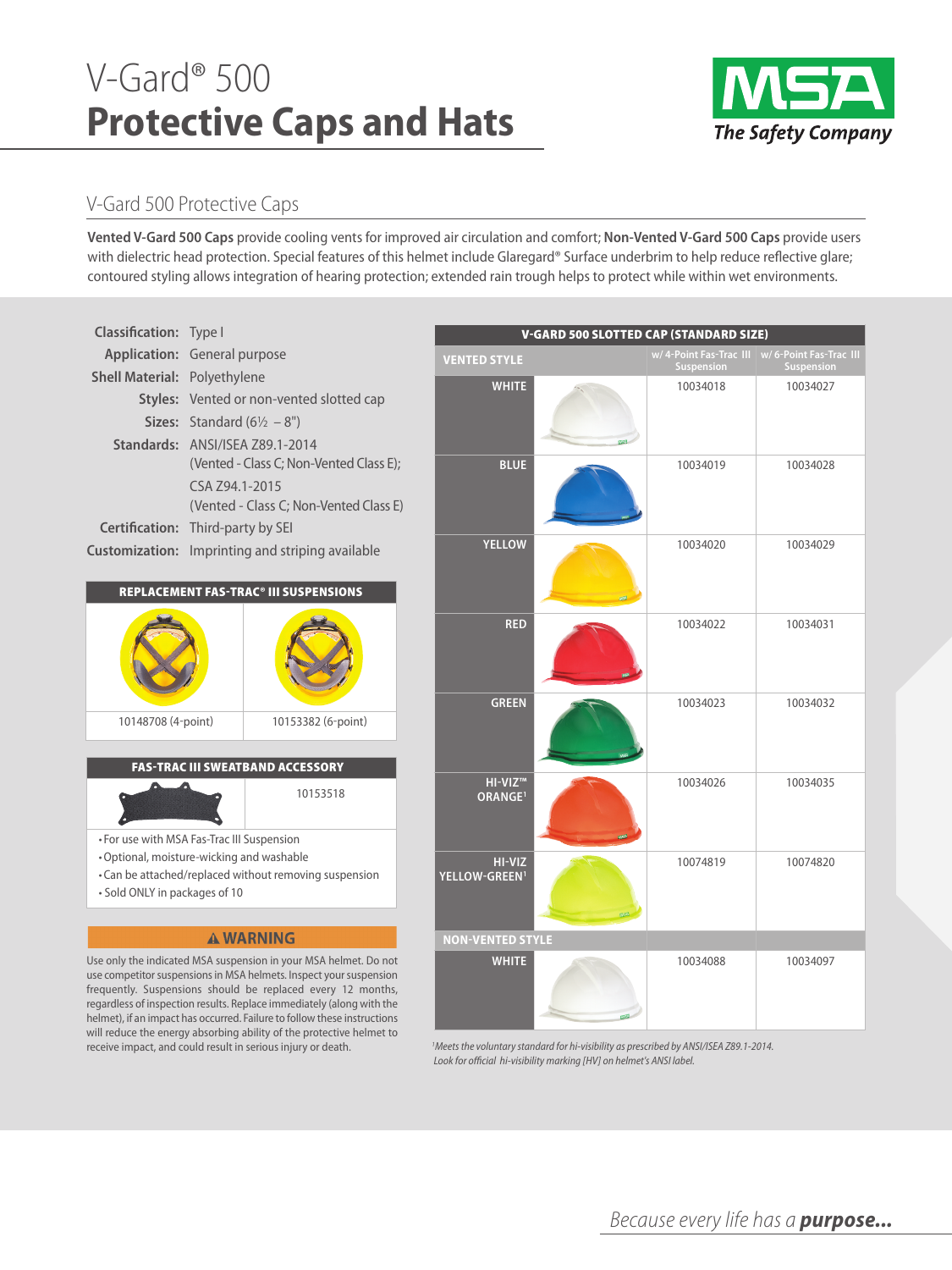# V-Gard® 500 **Protective Caps and Hats**

## V-Gard 500 Protective Caps

**Vented V-Gard 500 Caps** provide cooling vents for improved air circulation and comfort; **Non-Vented V-Gard 500 Caps** provide users with dielectric head protection. Special features of this helmet include Glaregard® Surface underbrim to help reduce reflective glare; contoured styling allows integration of hearing protection; extended rain trough helps to protect while within wet environments.

**Classification:** Type I
**Application:** General purpose
**Shell Material:** Polyethylene
**Styles:** Vented or non-vented slotted cap
**Sizes:** Standard (6½ – 8")
**Standards:** ANSI/ISEA Z89.1-2014 (Vented - Class C; Non-Vented Class E); CSA Z94.1-2015 (Vented - Class C; Non-Vented Class E)
**Certification:** Third-party by SEI
**Customization:** Imprinting and striping available

| REPLACEMENT FAS-TRAC® III SUSPENSIONS | |
|---|---|
| 10148708 (4-point) | 10153382 (6-point) |

| FAS-TRAC III SWEATBAND ACCESSORY | |
|---|---|
| | 10153518 |

- For use with MSA Fas-Trac III Suspension
- Optional, moisture-wicking and washable
- Can be attached/replaced without removing suspension
- Sold ONLY in packages of 10

**⚠ WARNING**

Use only the indicated MSA suspension in your MSA helmet. Do not use competitor suspensions in MSA helmets. Inspect your suspension frequently. Suspensions should be replaced every 12 months, regardless of inspection results. Replace immediately (along with the helmet), if an impact has occurred. Failure to follow these instructions will reduce the energy absorbing ability of the protective helmet to receive impact, and could result in serious injury or death.

| V-GARD 500 SLOTTED CAP (STANDARD SIZE) | | |
|---|---|---|
| **VENTED STYLE** | w/ 4-Point Fas-Trac III Suspension | w/ 6-Point Fas-Trac III Suspension |
| WHITE | 10034018 | 10034027 |
| BLUE | 10034019 | 10034028 |
| YELLOW | 10034020 | 10034029 |
| RED | 10034022 | 10034031 |
| GREEN | 10034023 | 10034032 |
| HI-VIZ™ ORANGE[1] | 10034026 | 10034035 |
| HI-VIZ YELLOW-GREEN[1] | 10074819 | 10074820 |
| **NON-VENTED STYLE** | | |
| WHITE | 10034088 | 10034097 |

*[1]Meets the voluntary standard for hi-visibility as prescribed by ANSI/ISEA Z89.1-2014. Look for official hi-visibility marking [HV] on helmet's ANSI label.*

*Because every life has a **purpose...***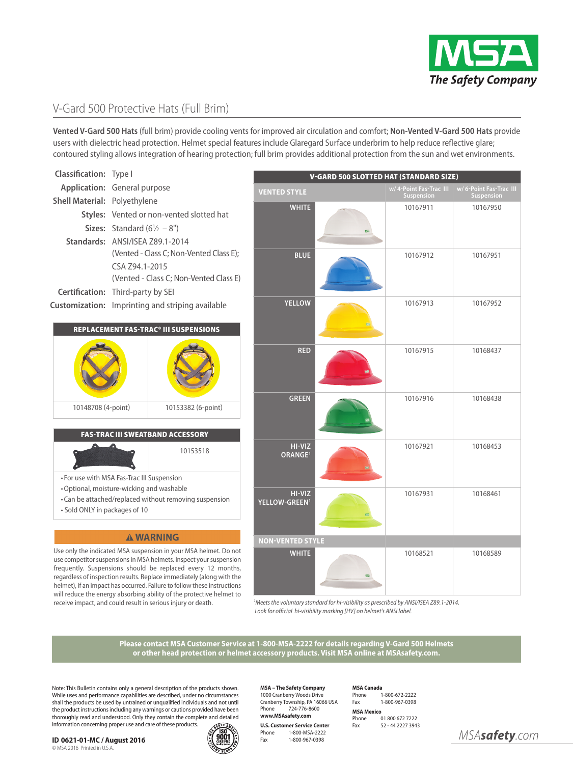MSA
The Safety Company

# V-Gard 500 Protective Hats (Full Brim)

**Vented V-Gard 500 Hats** (full brim) provide cooling vents for improved air circulation and comfort; **Non-Vented V-Gard 500 Hats** provide users with dielectric head protection. Helmet special features include Glaregard Surface underbrim to help reduce reflective glare; contoured styling allows integration of hearing protection; full brim provides additional protection from the sun and wet environments.

**Classification:** Type I
**Application:** General purpose
**Shell Material:** Polyethylene
**Styles:** Vented or non-vented slotted hat
**Sizes:** Standard (6½ – 8")
**Standards:** ANSI/ISEA Z89.1-2014 (Vented - Class C; Non-Vented Class E); CSA Z94.1-2015 (Vented - Class C; Non-Vented Class E)
**Certification:** Third-party by SEI
**Customization:** Imprinting and striping available

### REPLACEMENT FAS-TRAC® III SUSPENSIONS

| | |
|---|---|
| 10148708 (4-point) | 10153382 (6-point) |

### FAS-TRAC III SWEATBAND ACCESSORY

10153518

- For use with MSA Fas-Trac III Suspension
- Optional, moisture-wicking and washable
- Can be attached/replaced without removing suspension
- Sold ONLY in packages of 10

### ⚠ WARNING

Use only the indicated MSA suspension in your MSA helmet. Do not use competitor suspensions in MSA helmets. Inspect your suspension frequently. Suspensions should be replaced every 12 months, regardless of inspection results. Replace immediately (along with the helmet), if an impact has occurred. Failure to follow these instructions will reduce the energy absorbing ability of the protective helmet to receive impact, and could result in serious injury or death.

### V-GARD 500 SLOTTED HAT (STANDARD SIZE)

| VENTED STYLE | w/ 4-Point Fas-Trac III Suspension | w/ 6-Point Fas-Trac III Suspension |
|---|---|---|
| WHITE | 10167911 | 10167950 |
| BLUE | 10167912 | 10167951 |
| YELLOW | 10167913 | 10167952 |
| RED | 10167915 | 10168437 |
| GREEN | 10167916 | 10168438 |
| HI-VIZ ORANGE[1] | 10167921 | 10168453 |
| HI-VIZ YELLOW-GREEN[1] | 10167931 | 10168461 |
| **NON-VENTED STYLE** | | |
| WHITE | 10168521 | 10168589 |

*[1]Meets the voluntary standard for hi-visibility as prescribed by ANSI/ISEA Z89.1-2014. Look for official hi-visibility marking [HV] on helmet's ANSI label.*

**Please contact MSA Customer Service at 1-800-MSA-2222 for details regarding V-Gard 500 Helmets or other head protection or helmet accessory products. Visit MSA online at MSAsafety.com.**

Note: This Bulletin contains only a general description of the products shown. While uses and performance capabilities are described, under no circumstances shall the products be used by untrained or unqualified individuals and not until the product instructions including any warnings or cautions provided have been thoroughly read and understood. Only they contain the complete and detailed information concerning proper use and care of these products.

**ID 0621-01-MC / August 2016**
© MSA 2016 Printed in U.S.A.

**MSA – The Safety Company**
1000 Cranberry Woods Drive
Cranberry Township, PA 16066 USA
Phone 724-776-8600
**www.MSAsafety.com**

**U.S. Customer Service Center**
Phone 1-800-MSA-2222
Fax 1-800-967-0398

**MSA Canada**
Phone 1-800-672-2222
Fax 1-800-967-0398

**MSA Mexico**
Phone 01 800 672 7222
Fax 52 - 44 2227 3943

MSAsafety.com